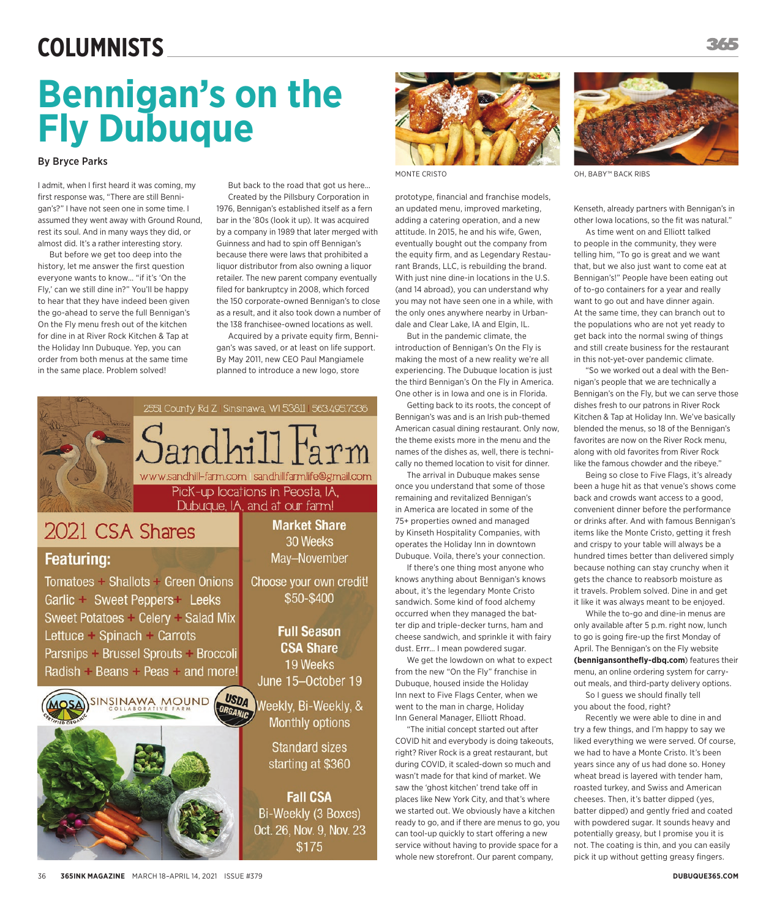COLUMNISTS

# Bennigan's on the Fly Dubuque

By Bryce Parks

I admit, when I first heard it was coming, my first response was, "There are still Bennigan's?" I have not seen one in some time. I assumed they went away with Ground Round, rest its soul. And in many ways they did, or almost did. It's a rather interesting story.

But before we get too deep into the history, let me answer the first question everyone wants to know... "if it's 'On the Fly,' can we still dine in?" You'll be happy to hear that they have indeed been given the go-ahead to serve the full Bennigan's On the Fly menu fresh out of the kitchen for dine in at River Rock Kitchen & Tap at the Holiday Inn Dubuque. Yep, you can order from both menus at the same time in the same place. Problem solved!

But back to the road that got us here... Created by the Pillsbury Corporation in 1976, Bennigan's established itself as a fern bar in the '80s (look it up). It was acquired by a company in 1989 that later merged with Guinness and had to spin off Bennigan's because there were laws that prohibited a liquor distributor from also owning a liquor retailer. The new parent company eventually filed for bankruptcy in 2008, which forced the 150 corporate-owned Bennigan's to close as a result, and it also took down a number of the 138 franchisee-owned locations as well.

Acquired by a private equity firm, Bennigan's was saved, or at least on life support. By May 2011, new CEO Paul Mangiamele planned to introduce a new logo, store prototype, financial and franchise models, an updated menu, improved marketing, adding a catering operation, and a new attitude. In 2015, he and his wife, Gwen, eventually bought out the company from the equity firm, and as Legendary Restaurant Brands, LLC, is rebuilding the brand. With just nine dine-in locations in the U.S. (and 14 abroad), you can understand why you may not have seen one in a while, with the only ones anywhere nearby in Urbandale and Clear Lake, IA and Elgin, IL.

MONTE CRISTO

OH, BABY™ BACK RIBS

But in the pandemic climate, the introduction of Bennigan's On the Fly is making the most of a new reality we're all experiencing. The Dubuque location is just the third Bennigan's On the Fly in America. One other is in Iowa and one is in Florida.

Getting back to its roots, the concept of Bennigan's was and is an Irish pub-themed American casual dining restaurant. Only now, the theme exists more in the menu and the names of the dishes as, well, there is technically no themed location to visit for dinner.

The arrival in Dubuque makes sense once you understand that some of those remaining and revitalized Bennigan's in America are located in some of the 75+ properties owned and managed by Kinseth Hospitality Companies, with operates the Holiday Inn in downtown Dubuque. Voila, there's your connection.

If there's one thing most anyone who knows anything about Bennigan's knows about, it's the legendary Monte Cristo sandwich. Some kind of food alchemy occurred when they managed the batter dip and triple-decker turns, ham and cheese sandwich, and sprinkle it with fairy dust. Errr... I mean powdered sugar.

We get the lowdown on what to expect from the new "On the Fly" franchise in Dubuque, housed inside the Holiday Inn next to Five Flags Center, when we went to the man in charge, Holiday Inn General Manager, Elliott Rhoad.

"The initial concept started out after COVID hit and everybody is doing takeouts, right? River Rock is a great restaurant, but during COVID, it scaled-down so much and wasn't made for that kind of market. We saw the 'ghost kitchen' trend take off in places like New York City, and that's where we started out. We obviously have a kitchen ready to go, and if there are menus to go, you can tool-up quickly to start offering a new service without having to provide space for a whole new storefront. Our parent company, Kenseth, already partners with Bennigan's in other Iowa locations, so the fit was natural."

As time went on and Elliott talked to people in the community, they were telling him, "To go is great and we want that, but we also just want to come eat at Bennigan's!" People have been eating out of to-go containers for a year and really want to go out and have dinner again. At the same time, they can branch out to the populations who are not yet ready to get back into the normal swing of things and still create business for the restaurant in this not-yet-over pandemic climate.

"So we worked out a deal with the Bennigan's people that we are technically a Bennigan's on the Fly, but we can serve those dishes fresh to our patrons in River Rock Kitchen & Tap at Holiday Inn. We've basically blended the menus, so 18 of the Bennigan's favorites are now on the River Rock menu, along with old favorites from River Rock like the famous chowder and the ribeye."

Being so close to Five Flags, it's already been a huge hit as that venue's shows come back and crowds want access to a good, convenient dinner before the performance or drinks after. And with famous Bennigan's items like the Monte Cristo, getting it fresh and crispy to your table will always be a hundred times better than delivered simply because nothing can stay crunchy when it gets the chance to reabsorb moisture as it travels. Problem solved. Dine in and get it like it was always meant to be enjoyed.

While the to-go and dine-in menus are only available after 5 p.m. right now, lunch to go is going fire-up the first Monday of April. The Bennigan's on the Fly website **(benniganonthefly-dbq.com)** features their menu, an online ordering system for carry-out meals, and third-party delivery options.

So I guess we should finally tell you about the food, right?

Recently we were able to dine in and try a few things, and I'm happy to say we liked everything we were served. Of course, we had to have a Monte Cristo. It's been years since any of us had done so. Honey wheat bread is layered with tender ham, roasted turkey, and Swiss and American cheeses. Then, it's batter dipped (yes, batter dipped) and gently fried and coated with powdered sugar. It sounds heavy and potentially greasy, but I promise you it is not. The coating is thin, and you can easily pick it up without getting greasy fingers.

---

2551 County Rd Z | Sinsinawa, WI 53811 | 563.495.7336

## Sandhill Farm

www.sandhill-farm.com | sandhillfarmlife@gmail.com

Pick-up locations in Peosta, IA, Dubuque, IA, and at our farm!

### 2021 CSA Shares

**Featuring:**

Tomatoes + Shallots + Green Onions
Garlic + Sweet Peppers + Leeks
Sweet Potatoes + Celery + Salad Mix
Lettuce + Spinach + Carrots
Parsnips + Brussel Sprouts + Broccoli
Radish + Beans + Peas + and more!

**Market Share**
30 Weeks
May–November

Choose your own credit!
$50-$400

**Full Season CSA Share**
19 Weeks
June 15–October 19

Weekly, Bi-Weekly, & Monthly options

Standard sizes starting at $360

**Fall CSA**
Bi-Weekly (3 Boxes)
Oct. 26, Nov. 9, Nov. 23
$175

MOSA Certified Organic | SINSINAWA MOUND COLLABORATIVE FARM | USDA ORGANIC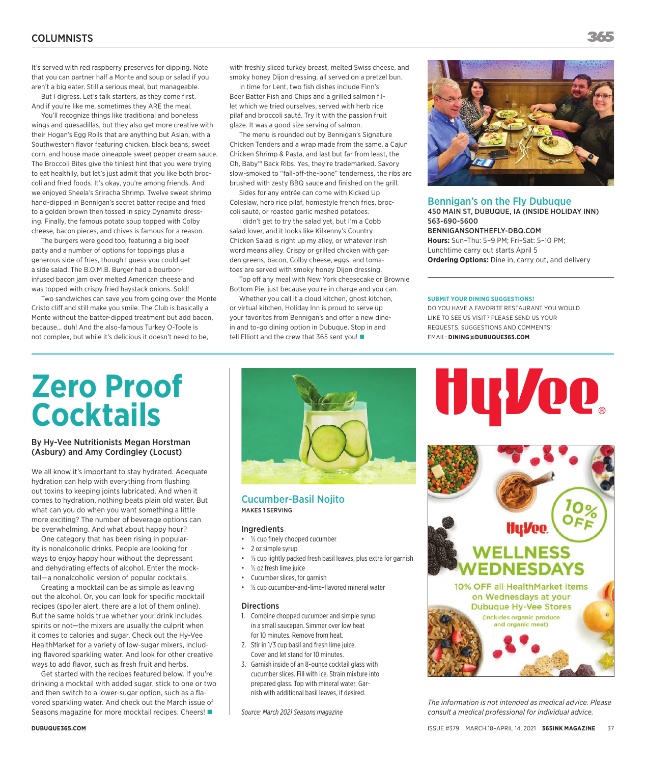It's served with red raspberry preserves for dipping. Note that you can partner half a Monte and soup or salad if you aren't a big eater. Still a serious meal, but manageable.

But I digress. Let's talk starters, as they come first. And if you're like me, sometimes they ARE the meal.

You'll recognize things like traditional and boneless wings and quesadillas, but they also get more creative with their Hogan's Egg Rolls that are anything but Asian, with a Southwestern flavor featuring chicken, black beans, sweet corn, and house made pineapple sweet pepper cream sauce. The Broccoli Bites give the tiniest hint that you were trying to eat healthily, but let's just admit that you like both broccoli and fried foods. It's okay, you're among friends. And we enjoyed Sheela's Sriracha Shrimp. Twelve sweet shrimp hand-dipped in Bennigan's secret batter recipe and fried to a golden brown then tossed in spicy Dynamite dressing. Finally, the famous potato soup topped with Colby cheese, bacon pieces, and chives is famous for a reason.

The burgers were good too, featuring a big beef patty and a number of options for toppings plus a generous side of fries, though I guess you could get a side salad. The B.O.M.B. Burger had a bourbon-infused bacon jam over melted American cheese and was topped with crispy fried haystack onions. Sold!

Two sandwiches can save you from going over the Monte Cristo cliff and still make you smile. The Club is basically a Monte without the batter-dipped treatment but add bacon, because... duh! And the also-famous Turkey O-Toole is not complex, but while it's delicious it doesn't need to be, with freshly sliced turkey breast, melted Swiss cheese, and smoky honey Dijon dressing, all served on a pretzel bun.

In time for Lent, two fish dishes include Finn's Beer Batter Fish and Chips and a grilled salmon fillet which we tried ourselves, served with herb rice pilaf and broccoli sauté. Try it with the passion fruit glaze. It was a good size serving of salmon.

The menu is rounded out by Bennigan's Signature Chicken Tenders and a wrap made from the same, a Cajun Chicken Shrimp & Pasta, and last but far from least, the Oh, Baby™ Back Ribs. Yes, they're trademarked. Savory slow-smoked to "fall-off-the-bone" tenderness, the ribs are brushed with zesty BBQ sauce and finished on the grill.

Sides for any entrée can come with Kicked Up Coleslaw, herb rice pilaf, homestyle french fries, broccoli sauté, or roasted garlic mashed potatoes.

I didn't get to try the salad yet, but I'm a Cobb salad lover, and it looks like Kilkenny's Country Chicken Salad is right up my alley, or whatever Irish word means alley. Crispy or grilled chicken with garden greens, bacon, Colby cheese, eggs, and tomatoes are served with smoky honey Dijon dressing.

Top off any meal with New York cheesecake or Brownie Bottom Pie, just because you're in charge and you can.

Whether you call it a cloud kitchen, ghost kitchen, or virtual kitchen, Holiday Inn is proud to serve up your favorites from Bennigan's and offer a new dine-in and to-go dining option in Dubuque. Stop in and tell Elliott and the crew that 365 sent you! ■

### Bennigan's on the Fly Dubuque

**450 MAIN ST, DUBUQUE, IA (INSIDE HOLIDAY INN)**
**563-690-5600**
**BENNIGANSONTHEFLY-DBQ.COM**
**Hours:** Sun–Thu: 5–9 PM; Fri–Sat: 5–10 PM; Lunchtime carry out starts April 5
**Ordering Options:** Dine in, carry out, and delivery

**SUBMIT YOUR DINING SUGGESTIONS!**
DO YOU HAVE A FAVORITE RESTAURANT YOU WOULD LIKE TO SEE US VISIT? PLEASE SEND US YOUR REQUESTS, SUGGESTIONS AND COMMENTS!
EMAIL: **DINING@DUBUQUE365.COM**

# Zero Proof Cocktails

**By Hy-Vee Nutritionists Megan Horstman (Asbury) and Amy Cordingley (Locust)**

We all know it's important to stay hydrated. Adequate hydration can help with everything from flushing out toxins to keeping joints lubricated. And when it comes to hydration, nothing beats plain old water. But what can you do when you want something a little more exciting? The number of beverage options can be overwhelming. And what about happy hour?

One category that has been rising in popularity is nonalcoholic drinks. People are looking for ways to enjoy happy hour without the depressant and dehydrating effects of alcohol. Enter the mocktail—a nonalcoholic version of popular cocktails.

Creating a mocktail can be as simple as leaving out the alcohol. Or, you can look for specific mocktail recipes (spoiler alert, there are a lot of them online). But the same holds true whether your drink includes spirits or not—the mixers are usually the culprit when it comes to calories and sugar. Check out the Hy-Vee HealthMarket for a variety of low-sugar mixers, including flavored sparkling water. And look for other creative ways to add flavor, such as fresh fruit and herbs.

Get started with the recipes featured below. If you're drinking a mocktail with added sugar, stick to one or two and then switch to a lower-sugar option, such as a flavored sparkling water. And check out the March issue of Seasons magazine for more mocktail recipes. Cheers! ■

## Cucumber-Basil Nojito

MAKES 1 SERVING

### Ingredients

- ½ cup finely chopped cucumber
- 2 oz simple syrup
- ⅓ cup lightly packed fresh basil leaves, plus extra for garnish
- ½ oz fresh lime juice
- Cucumber slices, for garnish
- ½ cup cucumber-and-lime-flavored mineral water

### Directions

1. Combine chopped cucumber and simple syrup in a small saucepan. Simmer over low heat for 10 minutes. Remove from heat.
2. Stir in 1/3 cup basil and fresh lime juice. Cover and let stand for 10 minutes.
3. Garnish inside of an 8-ounce cocktail glass with cucumber slices. Fill with ice. Strain mixture into prepared glass. Top with mineral water. Garnish with additional basil leaves, if desired.

*Source: March 2021 Seasons magazine*

Hy-Vee®

10% OFF

Hy-Vee.

WELLNESS WEDNESDAYS

10% OFF all HealthMarket items on Wednesdays at your Dubuque Hy-Vee Stores

(includes organic produce and organic meat)

*The information is not intended as medical advice. Please consult a medical professional for individual advice.*